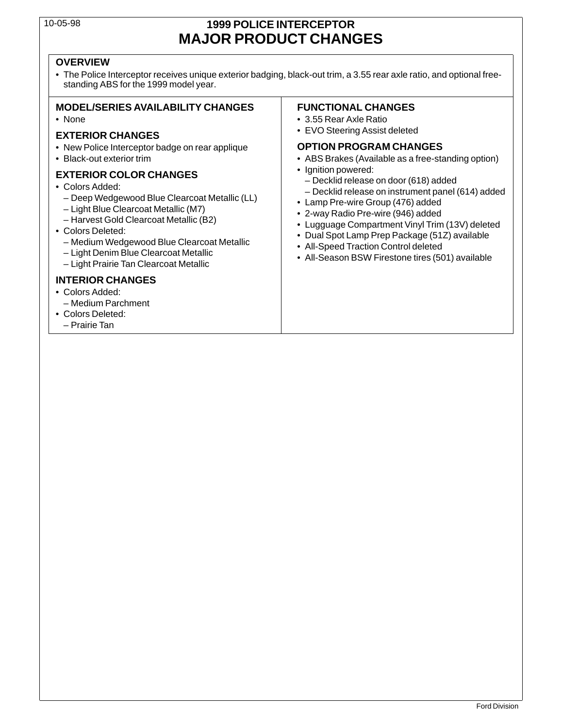# 1999 POLICE INTERCEPTOR
# MAJOR PRODUCT CHANGES

## OVERVIEW

- The Police Interceptor receives unique exterior badging, black-out trim, a 3.55 rear axle ratio, and optional free-standing ABS for the 1999 model year.

## MODEL/SERIES AVAILABILITY CHANGES

- None

## EXTERIOR CHANGES

- New Police Interceptor badge on rear applique
- Black-out exterior trim

## EXTERIOR COLOR CHANGES

- Colors Added:
  - Deep Wedgewood Blue Clearcoat Metallic (LL)
  - Light Blue Clearcoat Metallic (M7)
  - Harvest Gold Clearcoat Metallic (B2)
- Colors Deleted:
  - Medium Wedgewood Blue Clearcoat Metallic
  - Light Denim Blue Clearcoat Metallic
  - Light Prairie Tan Clearcoat Metallic

## INTERIOR CHANGES

- Colors Added:
  - Medium Parchment
- Colors Deleted:
  - Prairie Tan

## FUNCTIONAL CHANGES

- 3.55 Rear Axle Ratio
- EVO Steering Assist deleted

## OPTION PROGRAM CHANGES

- ABS Brakes (Available as a free-standing option)
- Ignition powered:
  - Decklid release on door (618) added
  - Decklid release on instrument panel (614) added
- Lamp Pre-wire Group (476) added
- 2-way Radio Pre-wire (946) added
- Lugguage Compartment Vinyl Trim (13V) deleted
- Dual Spot Lamp Prep Package (51Z) available
- All-Speed Traction Control deleted
- All-Season BSW Firestone tires (501) available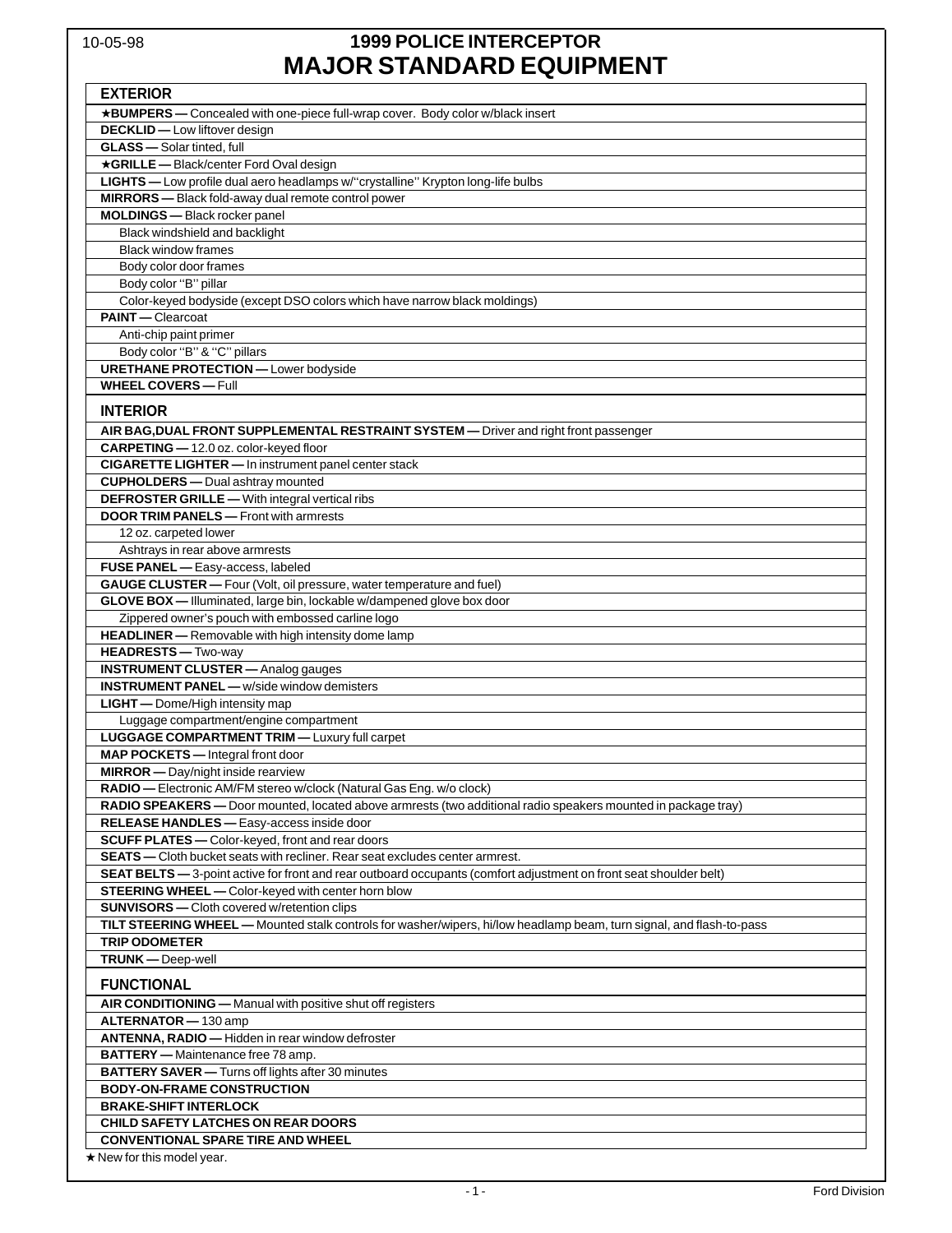10-05-98

# 1999 POLICE INTERCEPTOR
# MAJOR STANDARD EQUIPMENT

## EXTERIOR

- ★**BUMPERS —** Concealed with one-piece full-wrap cover. Body color w/black insert
- **DECKLID —** Low liftover design
- **GLASS —** Solar tinted, full
- ★**GRILLE —** Black/center Ford Oval design
- **LIGHTS —** Low profile dual aero headlamps w/''crystalline'' Krypton long-life bulbs
- **MIRRORS —** Black fold-away dual remote control power
- **MOLDINGS —** Black rocker panel
  - Black windshield and backlight
  - Black window frames
  - Body color door frames
  - Body color ''B'' pillar
  - Color-keyed bodyside (except DSO colors which have narrow black moldings)
- **PAINT —** Clearcoat
  - Anti-chip paint primer
  - Body color ''B'' & ''C'' pillars
- **URETHANE PROTECTION —** Lower bodyside
- **WHEEL COVERS —** Full

## INTERIOR

- **AIR BAG,DUAL FRONT SUPPLEMENTAL RESTRAINT SYSTEM —** Driver and right front passenger
- **CARPETING —** 12.0 oz. color-keyed floor
- **CIGARETTE LIGHTER —** In instrument panel center stack
- **CUPHOLDERS —** Dual ashtray mounted
- **DEFROSTER GRILLE —** With integral vertical ribs
- **DOOR TRIM PANELS —** Front with armrests
  - 12 oz. carpeted lower
  - Ashtrays in rear above armrests
- **FUSE PANEL —** Easy-access, labeled
- **GAUGE CLUSTER —** Four (Volt, oil pressure, water temperature and fuel)
- **GLOVE BOX —** Illuminated, large bin, lockable w/dampened glove box door
  - Zippered owner's pouch with embossed carline logo
- **HEADLINER —** Removable with high intensity dome lamp
- **HEADRESTS —** Two-way
- **INSTRUMENT CLUSTER —** Analog gauges
- **INSTRUMENT PANEL —** w/side window demisters
- **LIGHT —** Dome/High intensity map
  - Luggage compartment/engine compartment
- **LUGGAGE COMPARTMENT TRIM —** Luxury full carpet
- **MAP POCKETS —** Integral front door
- **MIRROR —** Day/night inside rearview
- **RADIO —** Electronic AM/FM stereo w/clock (Natural Gas Eng. w/o clock)
- **RADIO SPEAKERS —** Door mounted, located above armrests (two additional radio speakers mounted in package tray)
- **RELEASE HANDLES —** Easy-access inside door
- **SCUFF PLATES —** Color-keyed, front and rear doors
- **SEATS —** Cloth bucket seats with recliner. Rear seat excludes center armrest.
- **SEAT BELTS —** 3-point active for front and rear outboard occupants (comfort adjustment on front seat shoulder belt)
- **STEERING WHEEL —** Color-keyed with center horn blow
- **SUNVISORS —** Cloth covered w/retention clips
- **TILT STEERING WHEEL —** Mounted stalk controls for washer/wipers, hi/low headlamp beam, turn signal, and flash-to-pass
- **TRIP ODOMETER**
- **TRUNK —** Deep-well

## FUNCTIONAL

- **AIR CONDITIONING —** Manual with positive shut off registers
- **ALTERNATOR —** 130 amp
- **ANTENNA, RADIO —** Hidden in rear window defroster
- **BATTERY —** Maintenance free 78 amp.
- **BATTERY SAVER —** Turns off lights after 30 minutes
- **BODY-ON-FRAME CONSTRUCTION**
- **BRAKE-SHIFT INTERLOCK**
- **CHILD SAFETY LATCHES ON REAR DOORS**
- **CONVENTIONAL SPARE TIRE AND WHEEL**

★ New for this model year.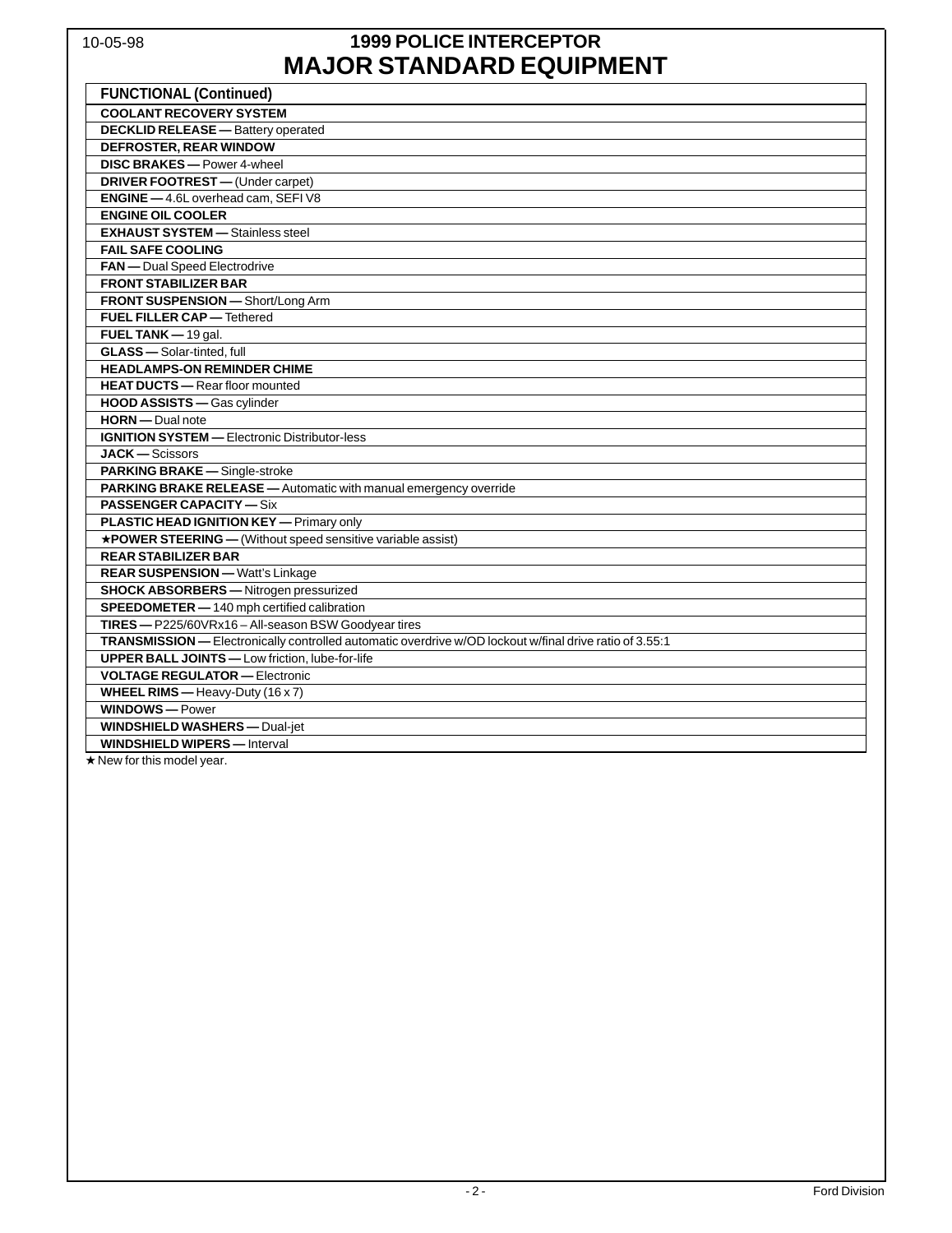# 1999 POLICE INTERCEPTOR
# MAJOR STANDARD EQUIPMENT

| FUNCTIONAL (Continued) |
|---|
| **COOLANT RECOVERY SYSTEM** |
| **DECKLID RELEASE —** Battery operated |
| **DEFROSTER, REAR WINDOW** |
| **DISC BRAKES —** Power 4-wheel |
| **DRIVER FOOTREST —** (Under carpet) |
| **ENGINE —** 4.6L overhead cam, SEFI V8 |
| **ENGINE OIL COOLER** |
| **EXHAUST SYSTEM —** Stainless steel |
| **FAIL SAFE COOLING** |
| **FAN —** Dual Speed Electrodrive |
| **FRONT STABILIZER BAR** |
| **FRONT SUSPENSION —** Short/Long Arm |
| **FUEL FILLER CAP —** Tethered |
| **FUEL TANK —** 19 gal. |
| **GLASS —** Solar-tinted, full |
| **HEADLAMPS-ON REMINDER CHIME** |
| **HEAT DUCTS —** Rear floor mounted |
| **HOOD ASSISTS —** Gas cylinder |
| **HORN —** Dual note |
| **IGNITION SYSTEM —** Electronic Distributor-less |
| **JACK —** Scissors |
| **PARKING BRAKE —** Single-stroke |
| **PARKING BRAKE RELEASE —** Automatic with manual emergency override |
| **PASSENGER CAPACITY —** Six |
| **PLASTIC HEAD IGNITION KEY —** Primary only |
| ★**POWER STEERING —** (Without speed sensitive variable assist) |
| **REAR STABILIZER BAR** |
| **REAR SUSPENSION —** Watt's Linkage |
| **SHOCK ABSORBERS —** Nitrogen pressurized |
| **SPEEDOMETER —** 140 mph certified calibration |
| **TIRES —** P225/60VRx16 – All-season BSW Goodyear tires |
| **TRANSMISSION —** Electronically controlled automatic overdrive w/OD lockout w/final drive ratio of 3.55:1 |
| **UPPER BALL JOINTS —** Low friction, lube-for-life |
| **VOLTAGE REGULATOR —** Electronic |
| **WHEEL RIMS —** Heavy-Duty (16 x 7) |
| **WINDOWS —** Power |
| **WINDSHIELD WASHERS —** Dual-jet |
| **WINDSHIELD WIPERS —** Interval |

★ New for this model year.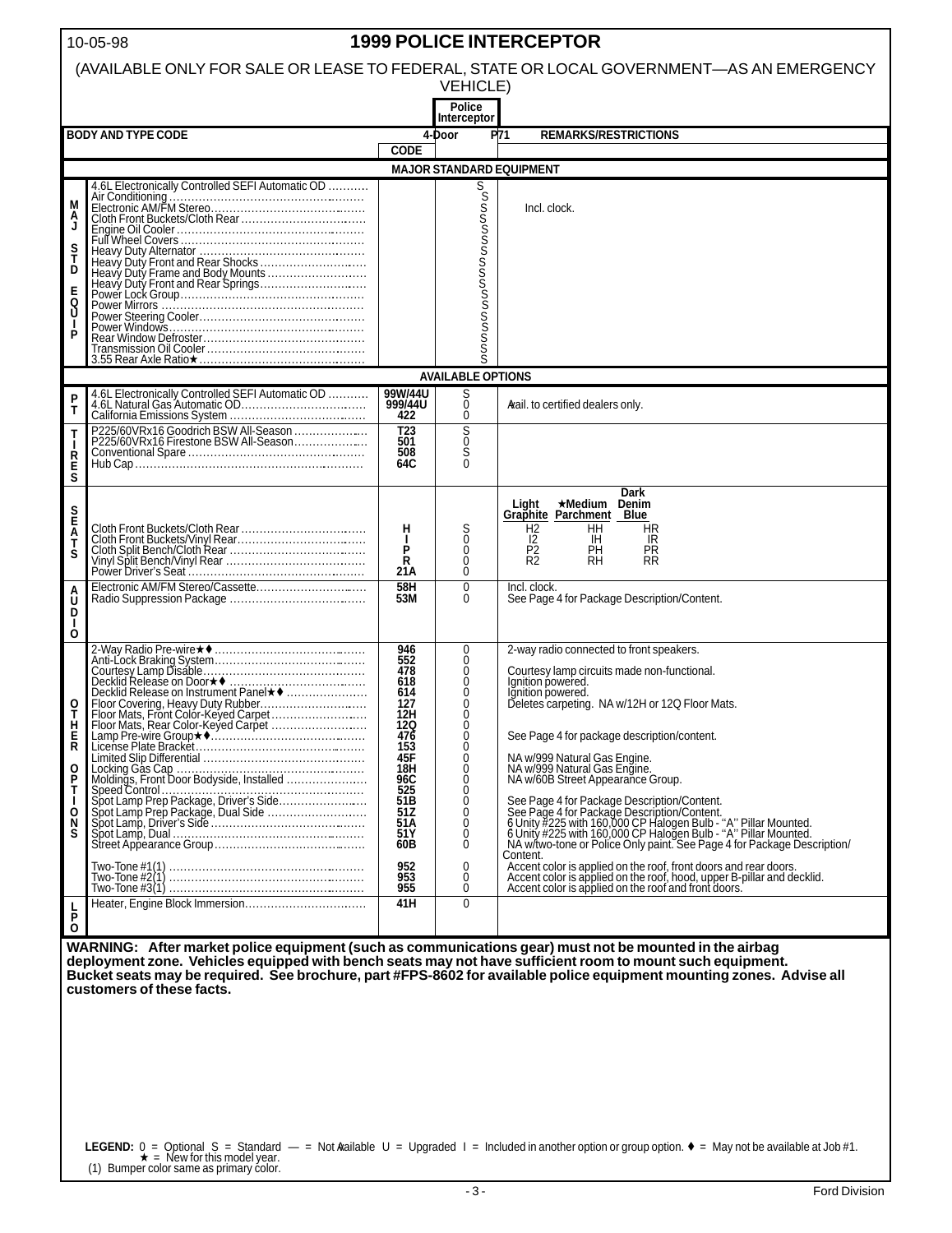# 1999 POLICE INTERCEPTOR

(AVAILABLE ONLY FOR SALE OR LEASE TO FEDERAL, STATE OR LOCAL GOVERNMENT—AS AN EMERGENCY VEHICLE)

| | BODY AND TYPE CODE | CODE | Police Interceptor 4-Door P71 | REMARKS/RESTRICTIONS |
|---|---|---|---|---|
| | **MAJOR STANDARD EQUIPMENT** | | | |
| MAJ STD EQUIP | 4.6L Electronically Controlled SEFI Automatic OD | | S | |
| | Air Conditioning | | S | |
| | Electronic AM/FM Stereo | | S | Incl. clock. |
| | Cloth Front Buckets/Cloth Rear | | S | |
| | Engine Oil Cooler | | S | |
| | Full Wheel Covers | | S | |
| | Heavy Duty Alternator | | S | |
| | Heavy Duty Front and Rear Shocks | | S | |
| | Heavy Duty Frame and Body Mounts | | S | |
| | Heavy Duty Front and Rear Springs | | S | |
| | Power Lock Group | | S | |
| | Power Mirrors | | S | |
| | Power Steering Cooler | | S | |
| | Power Windows | | S | |
| | Rear Window Defroster | | S | |
| | Transmission Oil Cooler | | S | |
| | 3.55 Rear Axle Ratio★ | | S | |
| | **AVAILABLE OPTIONS** | | | |
| PT | 4.6L Electronically Controlled SEFI Automatic OD | 99W/44U | S | |
| | 4.6L Natural Gas Automatic OD | 999/44U | 0 | Avail. to certified dealers only. |
| | California Emissions System | 422 | 0 | |
| TIRES | P225/60VRx16 Goodrich BSW All-Season | T23 | S | |
| | P225/60VRx16 Firestone BSW All-Season | 501 | 0 | |
| | Conventional Spare | 508 | S | |
| | Hub Cap | 64C | 0 | |
| SEATS | | | | Light Graphite / ★Medium Parchment / Dark Denim Blue |
| | Cloth Front Buckets/Cloth Rear | H | S | H2 / HH / HR |
| | Cloth Front Buckets/Vinyl Rear | I | 0 | I2 / IH / IR |
| | Cloth Split Bench/Cloth Rear | P | 0 | P2 / PH / PR |
| | Vinyl Split Bench/Vinyl Rear | R | 0 | R2 / RH / RR |
| | Power Driver's Seat | 21A | 0 | |
| AUDIO | Electronic AM/FM Stereo/Cassette | 58H | 0 | Incl. clock. |
| | Radio Suppression Package | 53M | 0 | See Page 4 for Package Description/Content. |
| OTHER OPTIONS | 2-Way Radio Pre-wire★♦ | 946 | 0 | 2-way radio connected to front speakers. |
| | Anti-Locking Braking System | 552 | 0 | |
| | Courtesy Lamp Disable | 478 | 0 | Courtesy lamp circuits made non-functional. |
| | Decklid Release on Door★♦ | 618 | 0 | Ignition powered. |
| | Decklid Release on Instrument Panel★♦ | 614 | 0 | Ignition powered. |
| | Floor Covering, Heavy Duty Rubber | 127 | 0 | Deletes carpeting. NA w/12H or 12Q Floor Mats. |
| | Floor Mats, Front Color-Keyed Carpet | 12H | 0 | |
| | Floor Mats, Rear Color-Keyed Carpet | 12Q | 0 | |
| | Lamp Pre-wire Group★♦ | 476 | 0 | See Page 4 for package description/content. |
| | License Plate Bracket | 153 | 0 | |
| | Limited Slip Differential | 45F | 0 | NA w/999 Natural Gas Engine. |
| | Locking Gas Cap | 18H | 0 | NA w/999 Natural Gas Engine. |
| | Moldings, Front Door Bodyside, Installed | 96C | 0 | NA w/60B Street Appearance Group. |
| | Speed Control | 525 | 0 | |
| | Spot Lamp Prep Package, Driver's Side | 51B | 0 | See Page 4 for Package Description/Content. |
| | Spot Lamp Prep Package, Dual Side | 51Z | 0 | See Page 4 for Package Description/Content. |
| | Spot Lamp, Driver's Side | 51A | 0 | 6 Unity #225 with 160,000 CP Halogen Bulb - "A" Pillar Mounted. |
| | Spot Lamp, Dual | 51Y | 0 | 6 Unity #225 with 160,000 CP Halogen Bulb - "A" Pillar Mounted. |
| | Street Appearance Group | 60B | 0 | NA w/two-tone or Police Only paint. See Page 4 for Package Description/Content. |
| | Two-Tone #1(1) | 952 | 0 | Accent color is applied on the roof, front doors and rear doors. |
| | Two-Tone #2(1) | 953 | 0 | Accent color is applied on the roof, hood, upper B-pillar and decklid. |
| | Two-Tone #3(1) | 955 | 0 | Accent color is applied on the roof and front doors. |
| LPO | Heater, Engine Block Immersion | 41H | 0 | |

**WARNING: After market police equipment (such as communications gear) must not be mounted in the airbag deployment zone. Vehicles equipped with bench seats may not have sufficient room to mount such equipment. Bucket seats may be required. See brochure, part #FPS-8602 for available police equipment mounting zones. Advise all customers of these facts.**

**LEGEND:** 0 = Optional S = Standard — = Not Available U = Upgraded I = Included in another option or group option. ♦ = May not be available at Job #1.
★ = New for this model year.
(1) Bumper color same as primary color.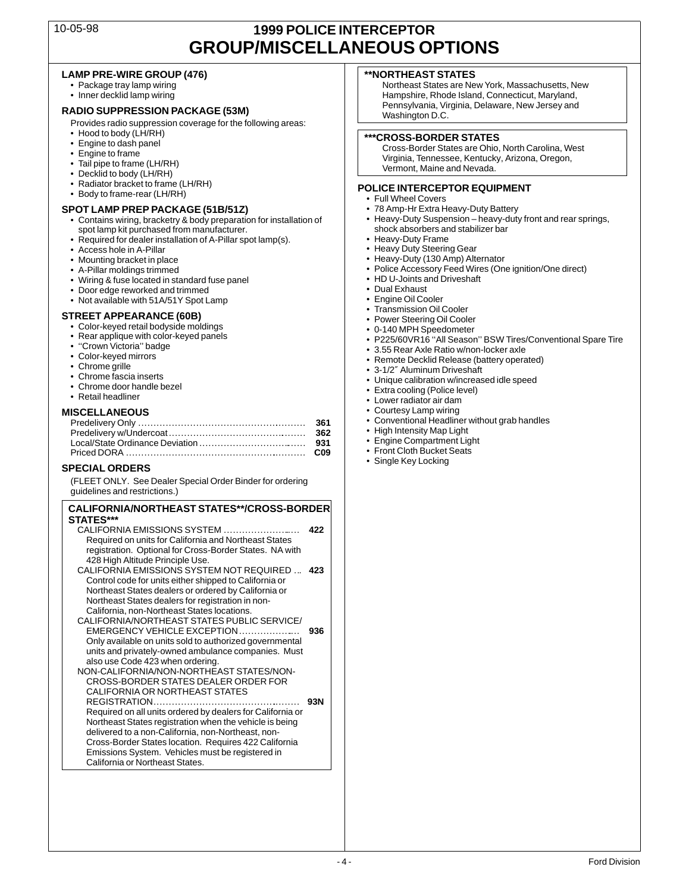# 1999 POLICE INTERCEPTOR
# GROUP/MISCELLANEOUS OPTIONS

### LAMP PRE-WIRE GROUP (476)

- Package tray lamp wiring
- Inner decklid lamp wiring

### RADIO SUPPRESSION PACKAGE (53M)

Provides radio suppression coverage for the following areas:

- Hood to body (LH/RH)
- Engine to dash panel
- Engine to frame
- Tail pipe to frame (LH/RH)
- Decklid to body (LH/RH)
- Radiator bracket to frame (LH/RH)
- Body to frame-rear (LH/RH)

### SPOT LAMP PREP PACKAGE (51B/51Z)

- Contains wiring, bracketry & body preparation for installation of spot lamp kit purchased from manufacturer.
- Required for dealer installation of A-Pillar spot lamp(s).
- Access hole in A-Pillar
- Mounting bracket in place
- A-Pillar moldings trimmed
- Wiring & fuse located in standard fuse panel
- Door edge reworked and trimmed
- Not available with 51A/51Y Spot Lamp

### STREET APPEARANCE (60B)

- Color-keyed retail bodyside moldings
- Rear applique with color-keyed panels
- ''Crown Victoria'' badge
- Color-keyed mirrors
- Chrome grille
- Chrome fascia inserts
- Chrome door handle bezel
- Retail headliner

### MISCELLANEOUS

| | |
|---|---|
| Predelivery Only | **361** |
| Predelivery w/Undercoat | **362** |
| Local/State Ordinance Deviation | **931** |
| Priced DORA | **C09** |

### SPECIAL ORDERS

(FLEET ONLY. See Dealer Special Order Binder for ordering guidelines and restrictions.)

### CALIFORNIA/NORTHEAST STATES**/CROSS-BORDER STATES***

CALIFORNIA EMISSIONS SYSTEM .......... **422**
Required on units for California and Northeast States registration. Optional for Cross-Border States. NA with 428 High Altitude Principle Use.

CALIFORNIA EMISSIONS SYSTEM NOT REQUIRED ... **423**
Control code for units either shipped to California or Northeast States dealers or ordered by California or Northeast States dealers for registration in non-California, non-Northeast States locations.

CALIFORNIA/NORTHEAST STATES PUBLIC SERVICE/ EMERGENCY VEHICLE EXCEPTION .......... **936**
Only available on units sold to authorized governmental units and privately-owned ambulance companies. Must also use Code 423 when ordering.

NON-CALIFORNIA/NON-NORTHEAST STATES/NON-CROSS-BORDER STATES DEALER ORDER FOR CALIFORNIA OR NORTHEAST STATES REGISTRATION .......... **93N**
Required on all units ordered by dealers for California or Northeast States registration when the vehicle is being delivered to a non-California, non-Northeast, non-Cross-Border States location. Requires 422 California Emissions System. Vehicles must be registered in California or Northeast States.

**NORTHEAST STATES**
Northeast States are New York, Massachusetts, New Hampshire, Rhode Island, Connecticut, Maryland, Pennsylvania, Virginia, Delaware, New Jersey and Washington D.C.

***CROSS-BORDER STATES**
Cross-Border States are Ohio, North Carolina, West Virginia, Tennessee, Kentucky, Arizona, Oregon, Vermont, Maine and Nevada.

### POLICE INTERCEPTOR EQUIPMENT

- Full Wheel Covers
- 78 Amp-Hr Extra Heavy-Duty Battery
- Heavy-Duty Suspension – heavy-duty front and rear springs, shock absorbers and stabilizer bar
- Heavy-Duty Frame
- Heavy Duty Steering Gear
- Heavy-Duty (130 Amp) Alternator
- Police Accessory Feed Wires (One ignition/One direct)
- HD U-Joints and Driveshaft
- Dual Exhaust
- Engine Oil Cooler
- Transmission Oil Cooler
- Power Steering Oil Cooler
- 0-140 MPH Speedometer
- P225/60VR16 ''All Season'' BSW Tires/Conventional Spare Tire
- 3.55 Rear Axle Ratio w/non-locker axle
- Remote Decklid Release (battery operated)
- 3-1/2″ Aluminum Driveshaft
- Unique calibration w/increased idle speed
- Extra cooling (Police level)
- Lower radiator air dam
- Courtesy Lamp wiring
- Conventional Headliner without grab handles
- High Intensity Map Light
- Engine Compartment Light
- Front Cloth Bucket Seats
- Single Key Locking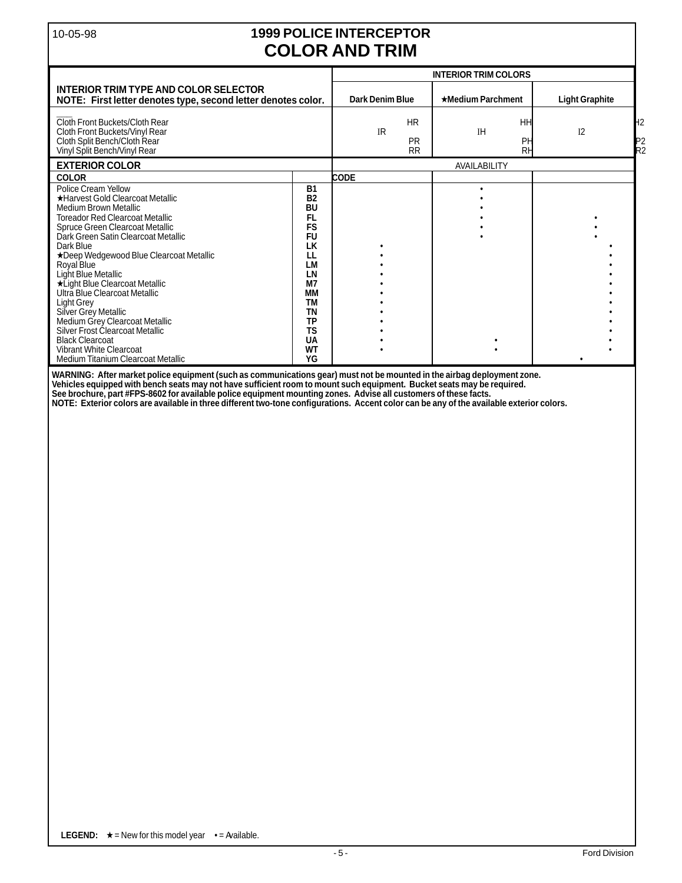# 1999 POLICE INTERCEPTOR
## COLOR AND TRIM

10-05-98

| INTERIOR TRIM TYPE AND COLOR SELECTOR<br>NOTE: First letter denotes type, second letter denotes color. | INTERIOR TRIM COLORS | | |
|---|---|---|---|
| | Dark Denim Blue | ★Medium Parchment | Light Graphite |
| Cloth Front Buckets/Cloth Rear | HR | HH | H2 |
| Cloth Front Buckets/Vinyl Rear | IR | IH | I2 |
| Cloth Split Bench/Cloth Rear | PR | PH | P2 |
| Vinyl Split Bench/Vinyl Rear | RR | RH | R2 |

| EXTERIOR COLOR | | AVAILABILITY | | |
|---|---|---|---|---|
| COLOR | CODE | | | |
| Police Cream Yellow | B1 | | • | |
| ★Harvest Gold Clearcoat Metallic | B2 | | • | |
| Medium Brown Metallic | BU | | • | |
| Toreador Red Clearcoat Metallic | FL | | • | • |
| Spruce Green Clearcoat Metallic | FS | | • | • |
| Dark Green Satin Clearcoat Metallic | FU | | • | • |
| Dark Blue | LK | • | | • |
| ★Deep Wedgewood Blue Clearcoat Metallic | LL | • | | • |
| Royal Blue | LM | • | | • |
| Light Blue Metallic | LN | • | | • |
| ★Light Blue Clearcoat Metallic | M7 | • | | • |
| Ultra Blue Clearcoat Metallic | MM | • | | • |
| Light Grey | TM | • | | • |
| Silver Grey Metallic | TN | • | | • |
| Medium Grey Clearcoat Metallic | TP | • | | • |
| Silver Frost Clearcoat Metallic | TS | • | | • |
| Black Clearcoat | UA | • | • | • |
| Vibrant White Clearcoat | WT | • | • | • |
| Medium Titanium Clearcoat Metallic | YG | | | • |

**WARNING: After market police equipment (such as communications gear) must not be mounted in the airbag deployment zone. Vehicles equipped with bench seats may not have sufficient room to mount such equipment. Bucket seats may be required. See brochure, part #FPS-8602 for available police equipment mounting zones. Advise all customers of these facts.**

**NOTE: Exterior colors are available in three different two-tone configurations. Accent color can be any of the available exterior colors.**

**LEGEND:** ★ = New for this model year • = Available.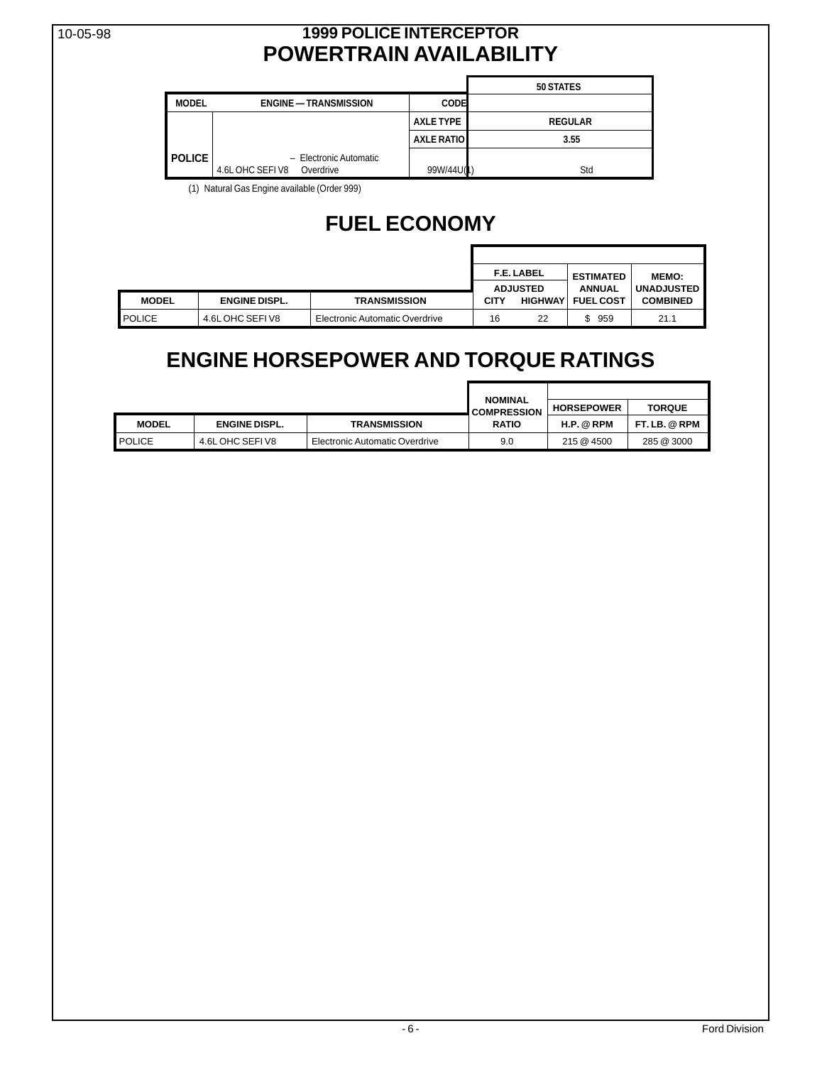# 1999 POLICE INTERCEPTOR
# POWERTRAIN AVAILABILITY

| MODEL | ENGINE — TRANSMISSION | CODE | 50 STATES |
|---|---|---|---|
| | | AXLE TYPE | REGULAR |
| | | AXLE RATIO | 3.55 |
| POLICE | 4.6L OHC SEFI V8 – Electronic Automatic Overdrive | 99W/44U(1) | Std |

(1) Natural Gas Engine available (Order 999)

## FUEL ECONOMY

| MODEL | ENGINE DISPL. | TRANSMISSION | F.E. LABEL ADJUSTED CITY | F.E. LABEL ADJUSTED HIGHWAY | ESTIMATED ANNUAL FUEL COST | MEMO: UNADJUSTED COMBINED |
|---|---|---|---|---|---|---|
| POLICE | 4.6L OHC SEFI V8 | Electronic Automatic Overdrive | 16 | 22 | $ 959 | 21.1 |

## ENGINE HORSEPOWER AND TORQUE RATINGS

| MODEL | ENGINE DISPL. | TRANSMISSION | NOMINAL COMPRESSION RATIO | HORSEPOWER H.P. @ RPM | TORQUE FT. LB. @ RPM |
|---|---|---|---|---|---|
| POLICE | 4.6L OHC SEFI V8 | Electronic Automatic Overdrive | 9.0 | 215 @ 4500 | 285 @ 3000 |